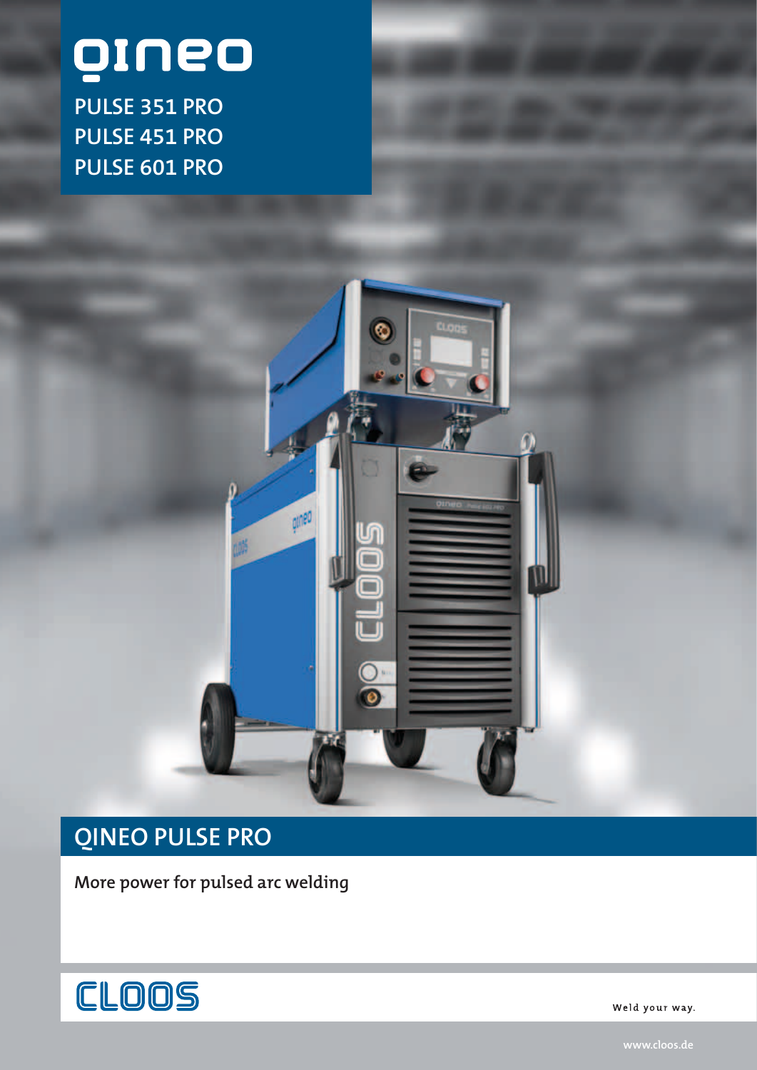# QINEO

PULSE 351 PRO
PULSE 451 PRO
PULSE 601 PRO

## QINEO PULSE PRO

More power for pulsed arc welding

CLOOS

Weld your way.

www.cloos.de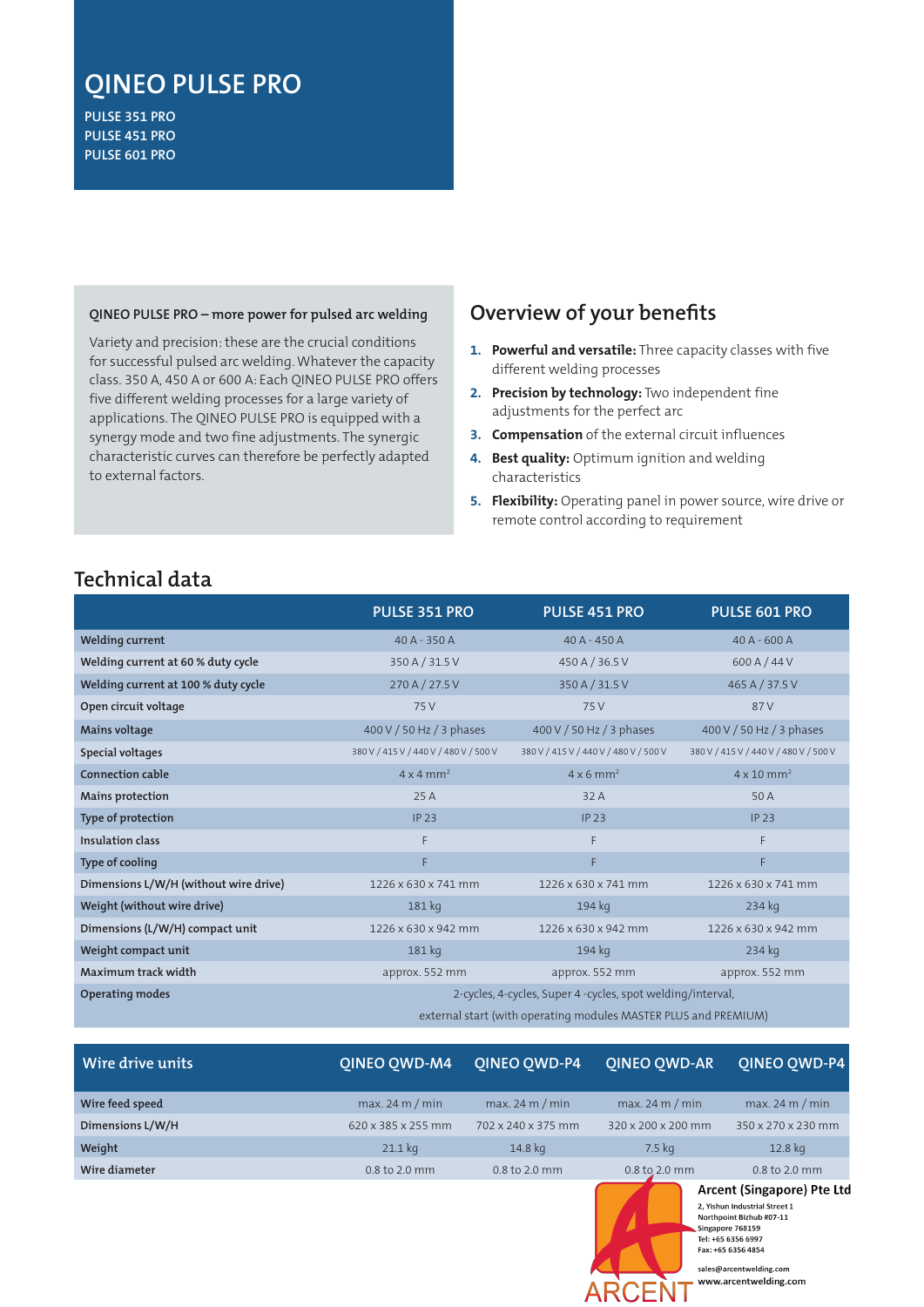# QINEO PULSE PRO

PULSE 351 PRO
PULSE 451 PRO
PULSE 601 PRO

### QINEO PULSE PRO – more power for pulsed arc welding

Variety and precision: these are the crucial conditions for successful pulsed arc welding. Whatever the capacity class. 350 A, 450 A or 600 A: Each QINEO PULSE PRO offers five different welding processes for a large variety of applications. The QINEO PULSE PRO is equipped with a synergy mode and two fine adjustments. The synergic characteristic curves can therefore be perfectly adapted to external factors.

## Overview of your benefits

1. **Powerful and versatile:** Three capacity classes with five different welding processes
2. **Precision by technology:** Two independent fine adjustments for the perfect arc
3. **Compensation** of the external circuit influences
4. **Best quality:** Optimum ignition and welding characteristics
5. **Flexibility:** Operating panel in power source, wire drive or remote control according to requirement

## Technical data

| | PULSE 351 PRO | PULSE 451 PRO | PULSE 601 PRO |
|---|---|---|---|
| Welding current | 40 A - 350 A | 40 A - 450 A | 40 A - 600 A |
| Welding current at 60 % duty cycle | 350 A / 31.5 V | 450 A / 36.5 V | 600 A / 44 V |
| Welding current at 100 % duty cycle | 270 A / 27.5 V | 350 A / 31.5 V | 465 A / 37.5 V |
| Open circuit voltage | 75 V | 75 V | 87 V |
| Mains voltage | 400 V / 50 Hz / 3 phases | 400 V / 50 Hz / 3 phases | 400 V / 50 Hz / 3 phases |
| Special voltages | 380 V / 415 V / 440 V / 480 V / 500 V | 380 V / 415 V / 440 V / 480 V / 500 V | 380 V / 415 V / 440 V / 480 V / 500 V |
| Connection cable | 4 x 4 mm² | 4 x 6 mm² | 4 x 10 mm² |
| Mains protection | 25 A | 32 A | 50 A |
| Type of protection | IP 23 | IP 23 | IP 23 |
| Insulation class | F | F | F |
| Type of cooling | F | F | F |
| Dimensions L/W/H (without wire drive) | 1226 x 630 x 741 mm | 1226 x 630 x 741 mm | 1226 x 630 x 741 mm |
| Weight (without wire drive) | 181 kg | 194 kg | 234 kg |
| Dimensions (L/W/H) compact unit | 1226 x 630 x 942 mm | 1226 x 630 x 942 mm | 1226 x 630 x 942 mm |
| Weight compact unit | 181 kg | 194 kg | 234 kg |
| Maximum track width | approx. 552 mm | approx. 552 mm | approx. 552 mm |
| Operating modes | 2-cycles, 4-cycles, Super 4 -cycles, spot welding/interval, external start (with operating modules MASTER PLUS and PREMIUM) | | |

| Wire drive units | QINEO QWD-M4 | QINEO QWD-P4 | QINEO QWD-AR | QINEO QWD-P4 |
|---|---|---|---|---|
| Wire feed speed | max. 24 m / min | max. 24 m / min | max. 24 m / min | max. 24 m / min |
| Dimensions L/W/H | 620 x 385 x 255 mm | 702 x 240 x 375 mm | 320 x 200 x 200 mm | 350 x 270 x 230 mm |
| Weight | 21.1 kg | 14.8 kg | 7.5 kg | 12.8 kg |
| Wire diameter | 0.8 to 2.0 mm | 0.8 to 2.0 mm | 0.8 to 2.0 mm | 0.8 to 2.0 mm |

ARCENT

**Arcent (Singapore) Pte Ltd**
2, Yishun Industrial Street 1
Northpoint Bizhub #07-11
Singapore 768159
Tel: +65 6356 6997
Fax: +65 6356 4854

sales@arcentwelding.com
www.arcentwelding.com